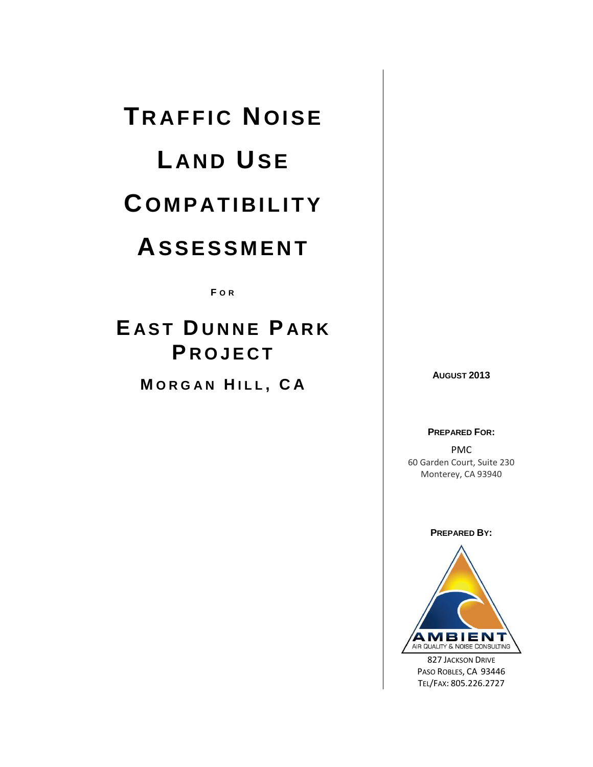# Traffic Noise Land Use Compatibility Assessment

For

## East Dunne Park Project

### Morgan Hill, CA

**August 2013**

**Prepared For:**

PMC
60 Garden Court, Suite 230
Monterey, CA 93940

**Prepared By:**

AMBIENT
AIR QUALITY & NOISE CONSULTING

827 Jackson Drive
Paso Robles, CA 93446
Tel/Fax: 805.226.2727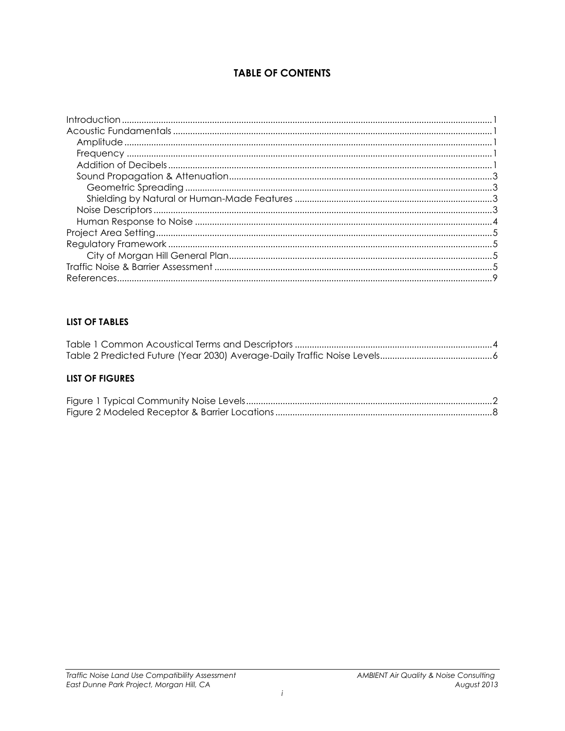## TABLE OF CONTENTS

Introduction ..... 1
Acoustic Fundamentals ..... 1
- Amplitude ..... 1
- Frequency ..... 1
- Addition of Decibels ..... 1
- Sound Propagation & Attenuation ..... 3
  - Geometric Spreading ..... 3
  - Shielding by Natural or Human-Made Features ..... 3
- Noise Descriptors ..... 3
- Human Response to Noise ..... 4

Project Area Setting ..... 5
Regulatory Framework ..... 5
- City of Morgan Hill General Plan ..... 5

Traffic Noise & Barrier Assessment ..... 5
References ..... 9

### LIST OF TABLES

Table 1 Common Acoustical Terms and Descriptors ..... 4
Table 2 Predicted Future (Year 2030) Average-Daily Traffic Noise Levels ..... 6

### LIST OF FIGURES

Figure 1 Typical Community Noise Levels ..... 2
Figure 2 Modeled Receptor & Barrier Locations ..... 8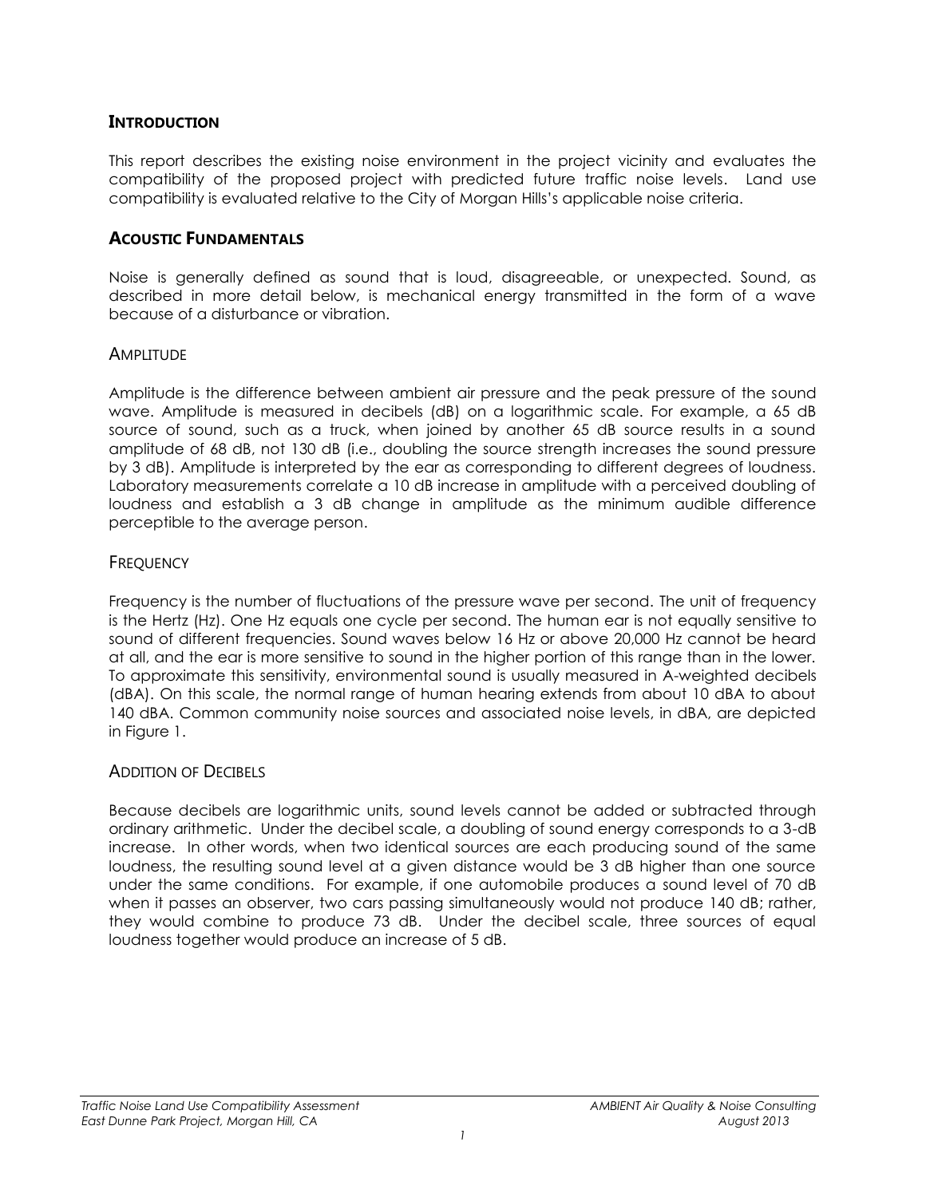## INTRODUCTION

This report describes the existing noise environment in the project vicinity and evaluates the compatibility of the proposed project with predicted future traffic noise levels. Land use compatibility is evaluated relative to the City of Morgan Hills's applicable noise criteria.

## ACOUSTIC FUNDAMENTALS

Noise is generally defined as sound that is loud, disagreeable, or unexpected. Sound, as described in more detail below, is mechanical energy transmitted in the form of a wave because of a disturbance or vibration.

### AMPLITUDE

Amplitude is the difference between ambient air pressure and the peak pressure of the sound wave. Amplitude is measured in decibels (dB) on a logarithmic scale. For example, a 65 dB source of sound, such as a truck, when joined by another 65 dB source results in a sound amplitude of 68 dB, not 130 dB (i.e., doubling the source strength increases the sound pressure by 3 dB). Amplitude is interpreted by the ear as corresponding to different degrees of loudness. Laboratory measurements correlate a 10 dB increase in amplitude with a perceived doubling of loudness and establish a 3 dB change in amplitude as the minimum audible difference perceptible to the average person.

### FREQUENCY

Frequency is the number of fluctuations of the pressure wave per second. The unit of frequency is the Hertz (Hz). One Hz equals one cycle per second. The human ear is not equally sensitive to sound of different frequencies. Sound waves below 16 Hz or above 20,000 Hz cannot be heard at all, and the ear is more sensitive to sound in the higher portion of this range than in the lower. To approximate this sensitivity, environmental sound is usually measured in A-weighted decibels (dBA). On this scale, the normal range of human hearing extends from about 10 dBA to about 140 dBA. Common community noise sources and associated noise levels, in dBA, are depicted in Figure 1.

### ADDITION OF DECIBELS

Because decibels are logarithmic units, sound levels cannot be added or subtracted through ordinary arithmetic. Under the decibel scale, a doubling of sound energy corresponds to a 3-dB increase. In other words, when two identical sources are each producing sound of the same loudness, the resulting sound level at a given distance would be 3 dB higher than one source under the same conditions. For example, if one automobile produces a sound level of 70 dB when it passes an observer, two cars passing simultaneously would not produce 140 dB; rather, they would combine to produce 73 dB. Under the decibel scale, three sources of equal loudness together would produce an increase of 5 dB.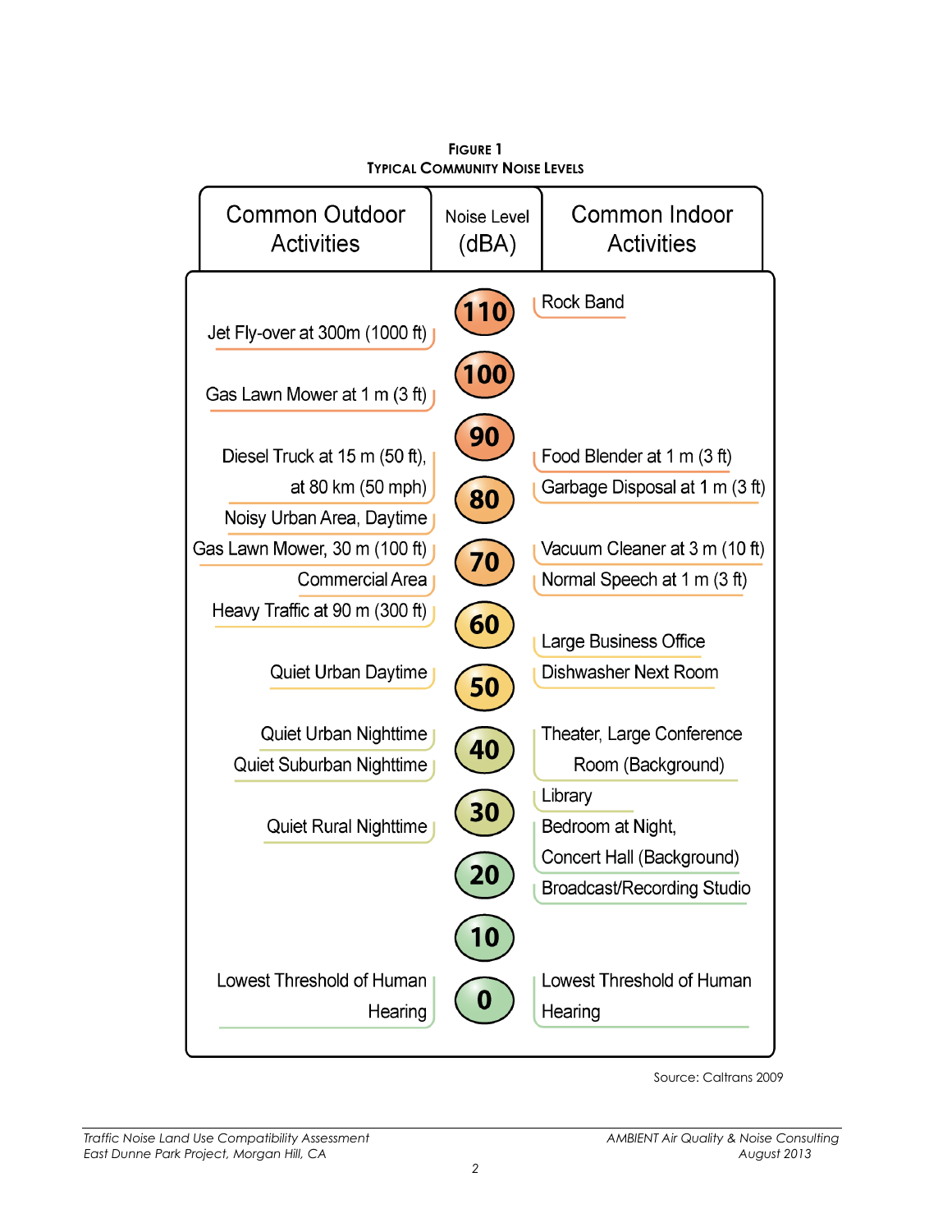**FIGURE 1**
**TYPICAL COMMUNITY NOISE LEVELS**

| Common Outdoor Activities | Noise Level (dBA) | Common Indoor Activities |
| --- | --- | --- |
| | 110 | Rock Band |
| Jet Fly-over at 300m (1000 ft) | | |
| | 100 | |
| Gas Lawn Mower at 1 m (3 ft) | | |
| | 90 | |
| Diesel Truck at 15 m (50 ft), at 80 km (50 mph) | | Food Blender at 1 m (3 ft) |
| | 80 | Garbage Disposal at 1 m (3 ft) |
| Noisy Urban Area, Daytime | | |
| Gas Lawn Mower, 30 m (100 ft) | | Vacuum Cleaner at 3 m (10 ft) |
| | 70 | |
| Commercial Area | | Normal Speech at 1 m (3 ft) |
| Heavy Traffic at 90 m (300 ft) | | |
| | 60 | |
| | | Large Business Office |
| Quiet Urban Daytime | | Dishwasher Next Room |
| | 50 | |
| Quiet Urban Nighttime | | Theater, Large Conference Room (Background) |
| | 40 | |
| Quiet Suburban Nighttime | | |
| | | Library |
| | 30 | |
| Quiet Rural Nighttime | | Bedroom at Night, Concert Hall (Background) |
| | 20 | |
| | | Broadcast/Recording Studio |
| | 10 | |
| Lowest Threshold of Human Hearing | 0 | Lowest Threshold of Human Hearing |

Source: Caltrans 2009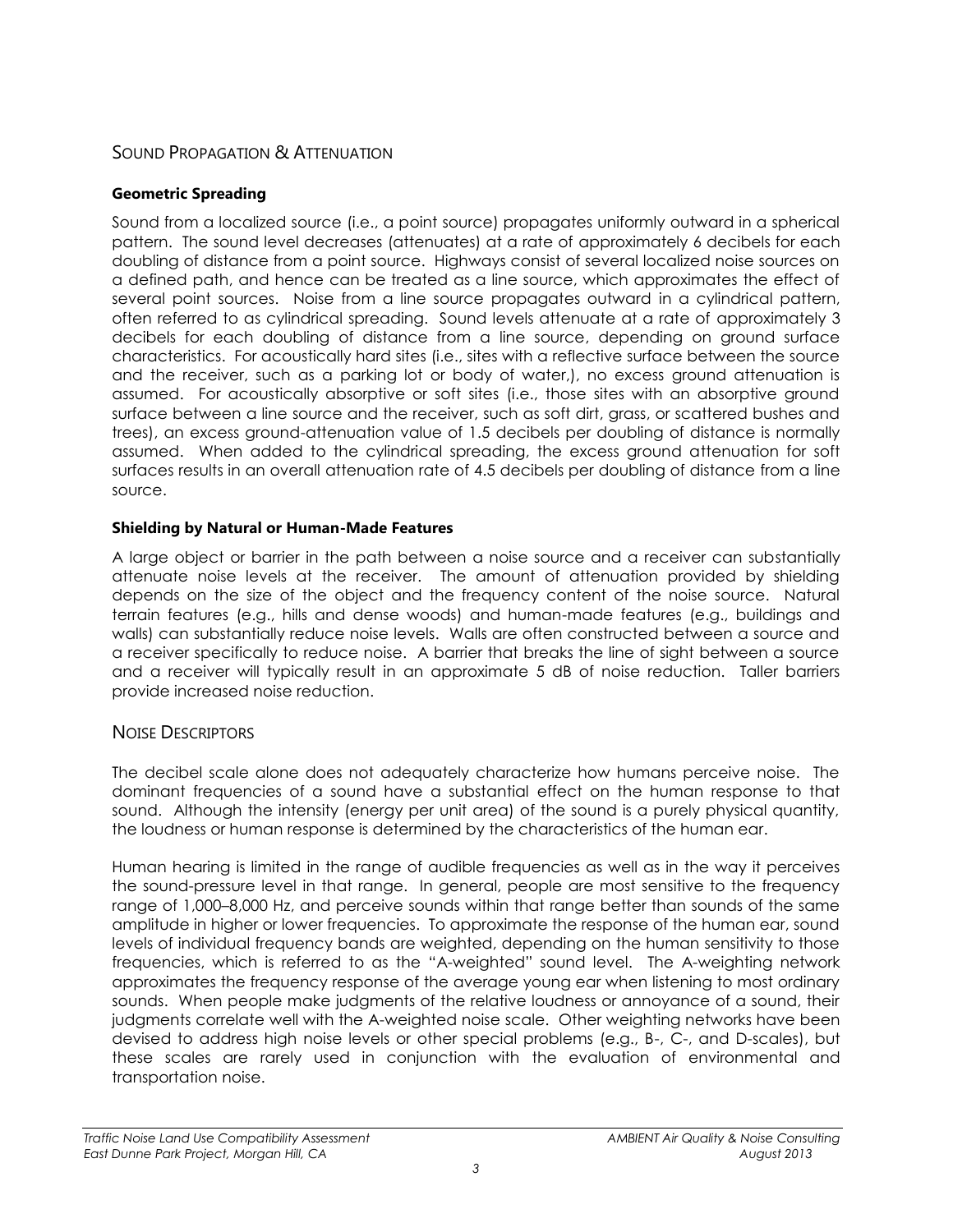## Sound Propagation & Attenuation

### Geometric Spreading

Sound from a localized source (i.e., a point source) propagates uniformly outward in a spherical pattern. The sound level decreases (attenuates) at a rate of approximately 6 decibels for each doubling of distance from a point source. Highways consist of several localized noise sources on a defined path, and hence can be treated as a line source, which approximates the effect of several point sources. Noise from a line source propagates outward in a cylindrical pattern, often referred to as cylindrical spreading. Sound levels attenuate at a rate of approximately 3 decibels for each doubling of distance from a line source, depending on ground surface characteristics. For acoustically hard sites (i.e., sites with a reflective surface between the source and the receiver, such as a parking lot or body of water,), no excess ground attenuation is assumed. For acoustically absorptive or soft sites (i.e., those sites with an absorptive ground surface between a line source and the receiver, such as soft dirt, grass, or scattered bushes and trees), an excess ground-attenuation value of 1.5 decibels per doubling of distance is normally assumed. When added to the cylindrical spreading, the excess ground attenuation for soft surfaces results in an overall attenuation rate of 4.5 decibels per doubling of distance from a line source.

### Shielding by Natural or Human-Made Features

A large object or barrier in the path between a noise source and a receiver can substantially attenuate noise levels at the receiver. The amount of attenuation provided by shielding depends on the size of the object and the frequency content of the noise source. Natural terrain features (e.g., hills and dense woods) and human-made features (e.g., buildings and walls) can substantially reduce noise levels. Walls are often constructed between a source and a receiver specifically to reduce noise. A barrier that breaks the line of sight between a source and a receiver will typically result in an approximate 5 dB of noise reduction. Taller barriers provide increased noise reduction.

## Noise Descriptors

The decibel scale alone does not adequately characterize how humans perceive noise. The dominant frequencies of a sound have a substantial effect on the human response to that sound. Although the intensity (energy per unit area) of the sound is a purely physical quantity, the loudness or human response is determined by the characteristics of the human ear.

Human hearing is limited in the range of audible frequencies as well as in the way it perceives the sound-pressure level in that range. In general, people are most sensitive to the frequency range of 1,000–8,000 Hz, and perceive sounds within that range better than sounds of the same amplitude in higher or lower frequencies. To approximate the response of the human ear, sound levels of individual frequency bands are weighted, depending on the human sensitivity to those frequencies, which is referred to as the "A-weighted" sound level. The A-weighting network approximates the frequency response of the average young ear when listening to most ordinary sounds. When people make judgments of the relative loudness or annoyance of a sound, their judgments correlate well with the A-weighted noise scale. Other weighting networks have been devised to address high noise levels or other special problems (e.g., B-, C-, and D-scales), but these scales are rarely used in conjunction with the evaluation of environmental and transportation noise.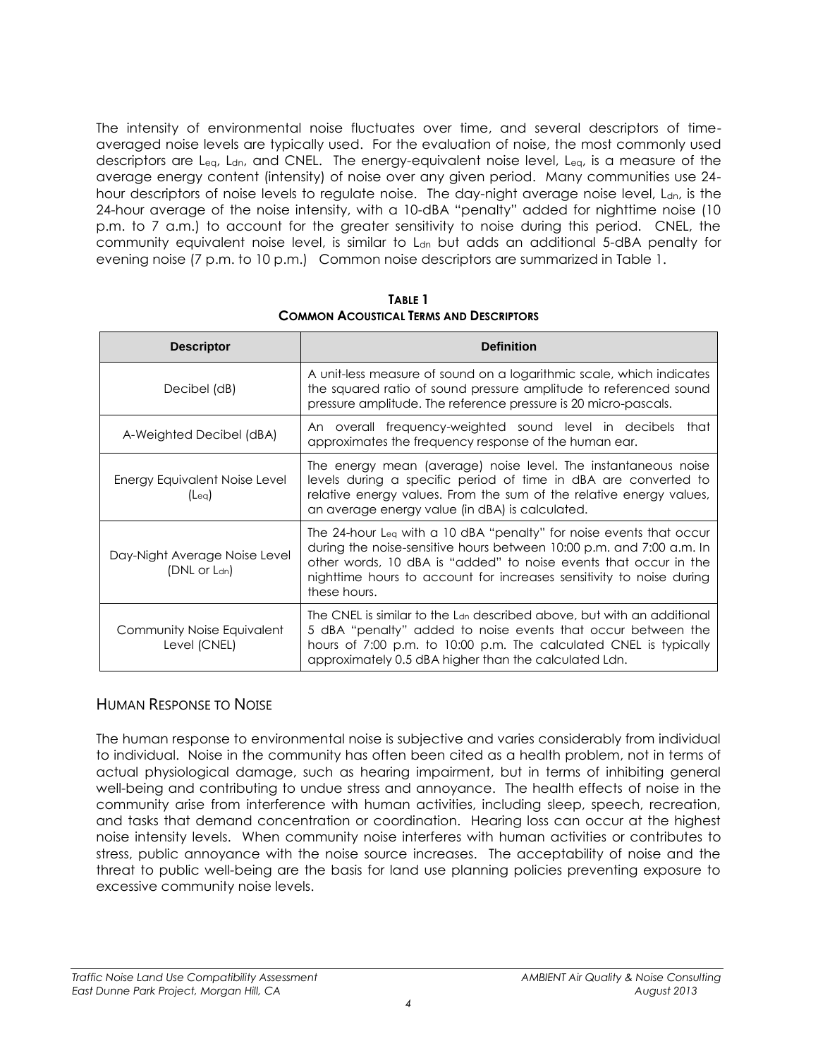The intensity of environmental noise fluctuates over time, and several descriptors of time-averaged noise levels are typically used. For the evaluation of noise, the most commonly used descriptors are $L_{eq}$, $L_{dn}$, and CNEL. The energy-equivalent noise level, $L_{eq}$, is a measure of the average energy content (intensity) of noise over any given period. Many communities use 24-hour descriptors of noise levels to regulate noise. The day-night average noise level, $L_{dn}$, is the 24-hour average of the noise intensity, with a 10-dBA "penalty" added for nighttime noise (10 p.m. to 7 a.m.) to account for the greater sensitivity to noise during this period. CNEL, the community equivalent noise level, is similar to $L_{dn}$ but adds an additional 5-dBA penalty for evening noise (7 p.m. to 10 p.m.) Common noise descriptors are summarized in Table 1.

**TABLE 1**
**COMMON ACOUSTICAL TERMS AND DESCRIPTORS**

| Descriptor | Definition |
|---|---|
| Decibel (dB) | A unit-less measure of sound on a logarithmic scale, which indicates the squared ratio of sound pressure amplitude to referenced sound pressure amplitude. The reference pressure is 20 micro-pascals. |
| A-Weighted Decibel (dBA) | An overall frequency-weighted sound level in decibels that approximates the frequency response of the human ear. |
| Energy Equivalent Noise Level ($L_{eq}$) | The energy mean (average) noise level. The instantaneous noise levels during a specific period of time in dBA are converted to relative energy values. From the sum of the relative energy values, an average energy value (in dBA) is calculated. |
| Day-Night Average Noise Level (DNL or $L_{dn}$) | The 24-hour $L_{eq}$ with a 10 dBA "penalty" for noise events that occur during the noise-sensitive hours between 10:00 p.m. and 7:00 a.m. In other words, 10 dBA is "added" to noise events that occur in the nighttime hours to account for increases sensitivity to noise during these hours. |
| Community Noise Equivalent Level (CNEL) | The CNEL is similar to the $L_{dn}$ described above, but with an additional 5 dBA "penalty" added to noise events that occur between the hours of 7:00 p.m. to 10:00 p.m. The calculated CNEL is typically approximately 0.5 dBA higher than the calculated Ldn. |

## HUMAN RESPONSE TO NOISE

The human response to environmental noise is subjective and varies considerably from individual to individual. Noise in the community has often been cited as a health problem, not in terms of actual physiological damage, such as hearing impairment, but in terms of inhibiting general well-being and contributing to undue stress and annoyance. The health effects of noise in the community arise from interference with human activities, including sleep, speech, recreation, and tasks that demand concentration or coordination. Hearing loss can occur at the highest noise intensity levels. When community noise interferes with human activities or contributes to stress, public annoyance with the noise source increases. The acceptability of noise and the threat to public well-being are the basis for land use planning policies preventing exposure to excessive community noise levels.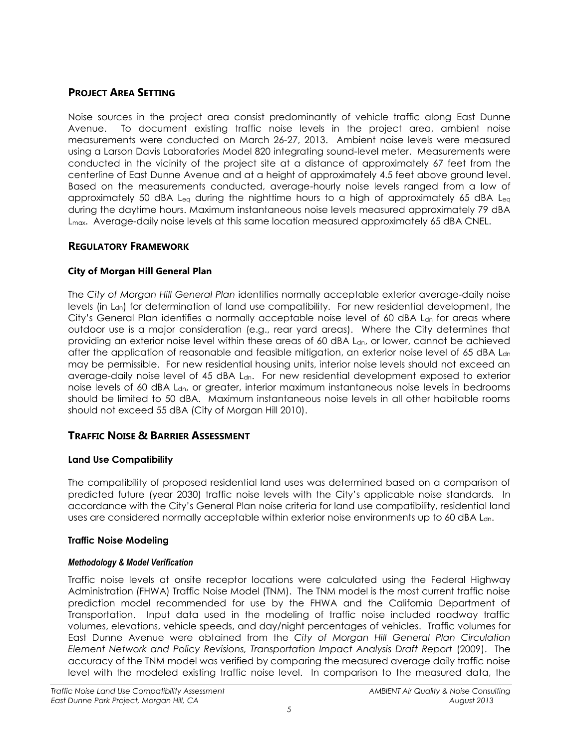## PROJECT AREA SETTING

Noise sources in the project area consist predominantly of vehicle traffic along East Dunne Avenue. To document existing traffic noise levels in the project area, ambient noise measurements were conducted on March 26-27, 2013. Ambient noise levels were measured using a Larson Davis Laboratories Model 820 integrating sound-level meter. Measurements were conducted in the vicinity of the project site at a distance of approximately 67 feet from the centerline of East Dunne Avenue and at a height of approximately 4.5 feet above ground level. Based on the measurements conducted, average-hourly noise levels ranged from a low of approximately 50 dBA $L_{eq}$ during the nighttime hours to a high of approximately 65 dBA $L_{eq}$ during the daytime hours. Maximum instantaneous noise levels measured approximately 79 dBA $L_{max}$. Average-daily noise levels at this same location measured approximately 65 dBA CNEL.

## REGULATORY FRAMEWORK

### City of Morgan Hill General Plan

The *City of Morgan Hill General Plan* identifies normally acceptable exterior average-daily noise levels (in $L_{dn}$) for determination of land use compatibility. For new residential development, the City's General Plan identifies a normally acceptable noise level of 60 dBA $L_{dn}$ for areas where outdoor use is a major consideration (e.g., rear yard areas). Where the City determines that providing an exterior noise level within these areas of 60 dBA $L_{dn}$, or lower, cannot be achieved after the application of reasonable and feasible mitigation, an exterior noise level of 65 dBA $L_{dn}$ may be permissible. For new residential housing units, interior noise levels should not exceed an average-daily noise level of 45 dBA $L_{dn}$. For new residential development exposed to exterior noise levels of 60 dBA $L_{dn}$, or greater, interior maximum instantaneous noise levels in bedrooms should be limited to 50 dBA. Maximum instantaneous noise levels in all other habitable rooms should not exceed 55 dBA (City of Morgan Hill 2010).

## TRAFFIC NOISE & BARRIER ASSESSMENT

### Land Use Compatibility

The compatibility of proposed residential land uses was determined based on a comparison of predicted future (year 2030) traffic noise levels with the City's applicable noise standards. In accordance with the City's General Plan noise criteria for land use compatibility, residential land uses are considered normally acceptable within exterior noise environments up to 60 dBA $L_{dn}$.

### Traffic Noise Modeling

#### *Methodology & Model Verification*

Traffic noise levels at onsite receptor locations were calculated using the Federal Highway Administration (FHWA) Traffic Noise Model (TNM). The TNM model is the most current traffic noise prediction model recommended for use by the FHWA and the California Department of Transportation. Input data used in the modeling of traffic noise included roadway traffic volumes, elevations, vehicle speeds, and day/night percentages of vehicles. Traffic volumes for East Dunne Avenue were obtained from the *City of Morgan Hill General Plan Circulation Element Network and Policy Revisions, Transportation Impact Analysis Draft Report* (2009). The accuracy of the TNM model was verified by comparing the measured average daily traffic noise level with the modeled existing traffic noise level. In comparison to the measured data, the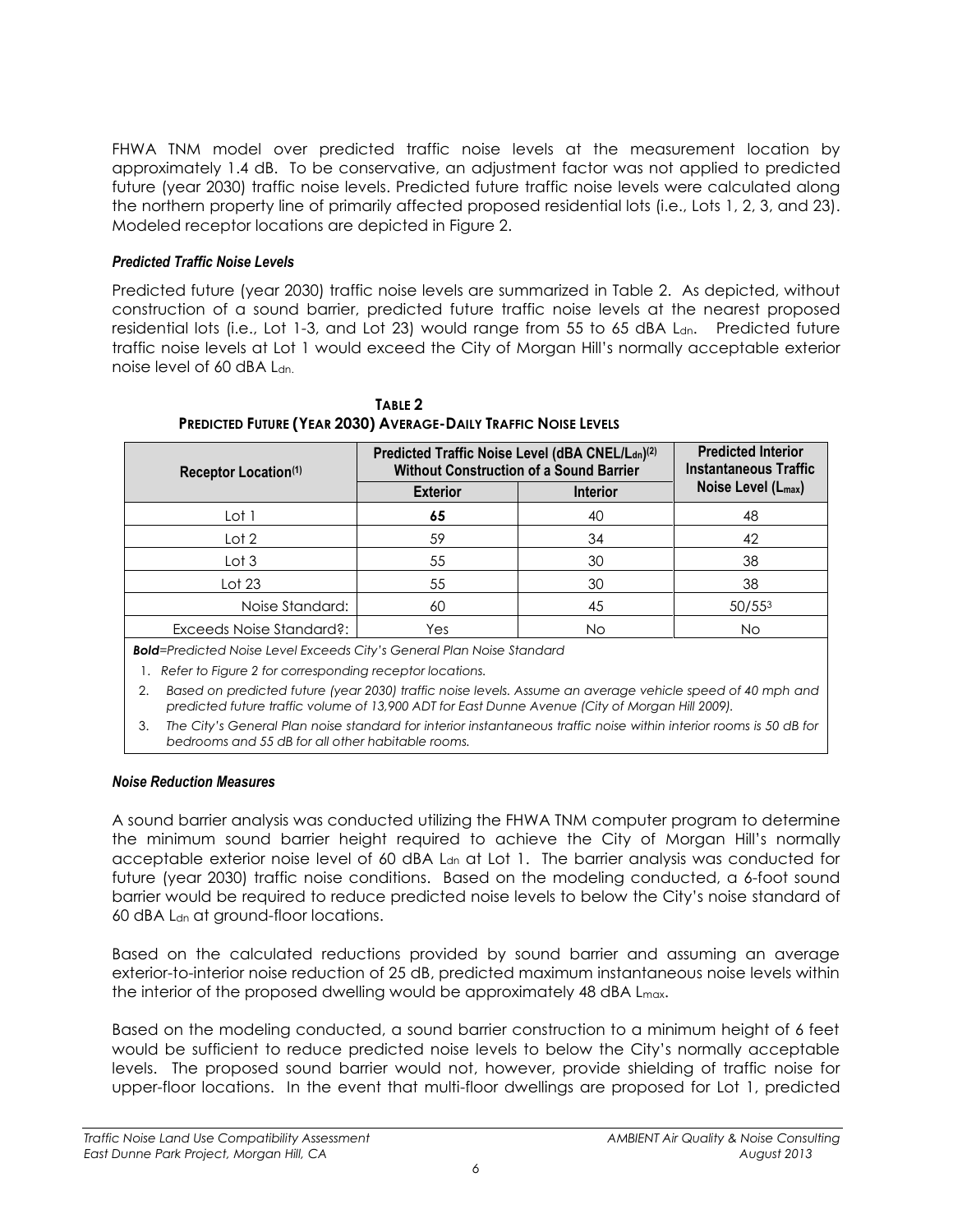FHWA TNM model over predicted traffic noise levels at the measurement location by approximately 1.4 dB. To be conservative, an adjustment factor was not applied to predicted future (year 2030) traffic noise levels. Predicted future traffic noise levels were calculated along the northern property line of primarily affected proposed residential lots (i.e., Lots 1, 2, 3, and 23). Modeled receptor locations are depicted in Figure 2.

### *Predicted Traffic Noise Levels*

Predicted future (year 2030) traffic noise levels are summarized in Table 2. As depicted, without construction of a sound barrier, predicted future traffic noise levels at the nearest proposed residential lots (i.e., Lot 1-3, and Lot 23) would range from 55 to 65 dBA $L_{dn}$. Predicted future traffic noise levels at Lot 1 would exceed the City of Morgan Hill's normally acceptable exterior noise level of 60 dBA $L_{dn}$.

**TABLE 2**
**PREDICTED FUTURE (YEAR 2030) AVERAGE-DAILY TRAFFIC NOISE LEVELS**

| Receptor Location(1) | Predicted Traffic Noise Level (dBA CNEL/$L_{dn}$)(2) Without Construction of a Sound Barrier | | Predicted Interior Instantaneous Traffic Noise Level ($L_{max}$) |
|---|---|---|---|
| | Exterior | Interior | |
| Lot 1 | **65** | 40 | 48 |
| Lot 2 | 59 | 34 | 42 |
| Lot 3 | 55 | 30 | 38 |
| Lot 23 | 55 | 30 | 38 |
| Noise Standard: | 60 | 45 | 50/55[3] |
| Exceeds Noise Standard?: | Yes | No | No |

***Bold****=Predicted Noise Level Exceeds City's General Plan Noise Standard*

1. *Refer to Figure 2 for corresponding receptor locations.*
2. *Based on predicted future (year 2030) traffic noise levels. Assume an average vehicle speed of 40 mph and predicted future traffic volume of 13,900 ADT for East Dunne Avenue (City of Morgan Hill 2009).*
3. *The City's General Plan noise standard for interior instantaneous traffic noise within interior rooms is 50 dB for bedrooms and 55 dB for all other habitable rooms.*

### *Noise Reduction Measures*

A sound barrier analysis was conducted utilizing the FHWA TNM computer program to determine the minimum sound barrier height required to achieve the City of Morgan Hill's normally acceptable exterior noise level of 60 dBA $L_{dn}$ at Lot 1. The barrier analysis was conducted for future (year 2030) traffic noise conditions. Based on the modeling conducted, a 6-foot sound barrier would be required to reduce predicted noise levels to below the City's noise standard of 60 dBA $L_{dn}$ at ground-floor locations.

Based on the calculated reductions provided by sound barrier and assuming an average exterior-to-interior noise reduction of 25 dB, predicted maximum instantaneous noise levels within the interior of the proposed dwelling would be approximately 48 dBA $L_{max}$.

Based on the modeling conducted, a sound barrier construction to a minimum height of 6 feet would be sufficient to reduce predicted noise levels to below the City's normally acceptable levels. The proposed sound barrier would not, however, provide shielding of traffic noise for upper-floor locations. In the event that multi-floor dwellings are proposed for Lot 1, predicted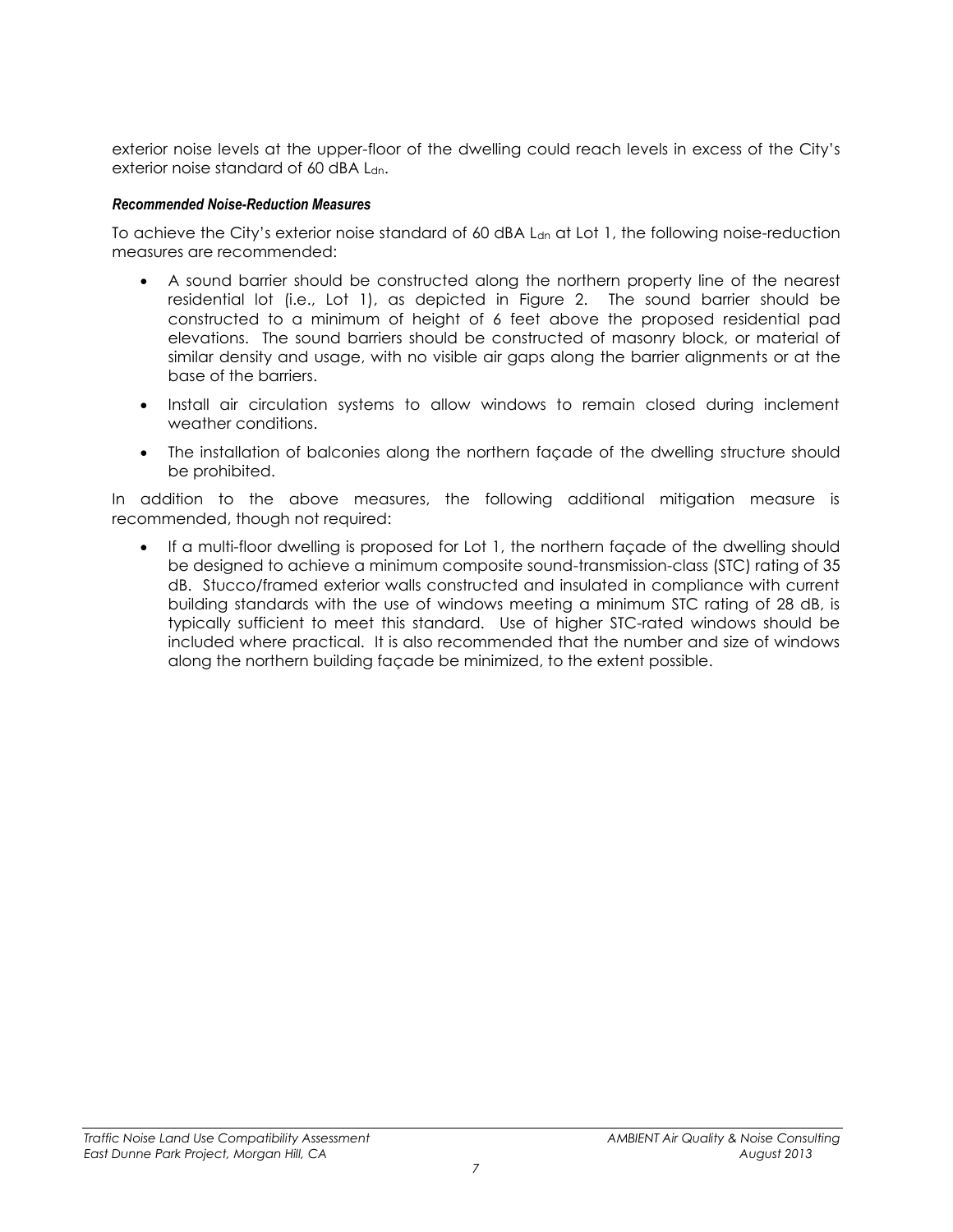exterior noise levels at the upper-floor of the dwelling could reach levels in excess of the City's exterior noise standard of 60 dBA $L_{dn}$.

#### *Recommended Noise-Reduction Measures*

To achieve the City's exterior noise standard of 60 dBA $L_{dn}$ at Lot 1, the following noise-reduction measures are recommended:

- A sound barrier should be constructed along the northern property line of the nearest residential lot (i.e., Lot 1), as depicted in Figure 2. The sound barrier should be constructed to a minimum of height of 6 feet above the proposed residential pad elevations. The sound barriers should be constructed of masonry block, or material of similar density and usage, with no visible air gaps along the barrier alignments or at the base of the barriers.
- Install air circulation systems to allow windows to remain closed during inclement weather conditions.
- The installation of balconies along the northern façade of the dwelling structure should be prohibited.

In addition to the above measures, the following additional mitigation measure is recommended, though not required:

- If a multi-floor dwelling is proposed for Lot 1, the northern façade of the dwelling should be designed to achieve a minimum composite sound-transmission-class (STC) rating of 35 dB. Stucco/framed exterior walls constructed and insulated in compliance with current building standards with the use of windows meeting a minimum STC rating of 28 dB, is typically sufficient to meet this standard. Use of higher STC-rated windows should be included where practical. It is also recommended that the number and size of windows along the northern building façade be minimized, to the extent possible.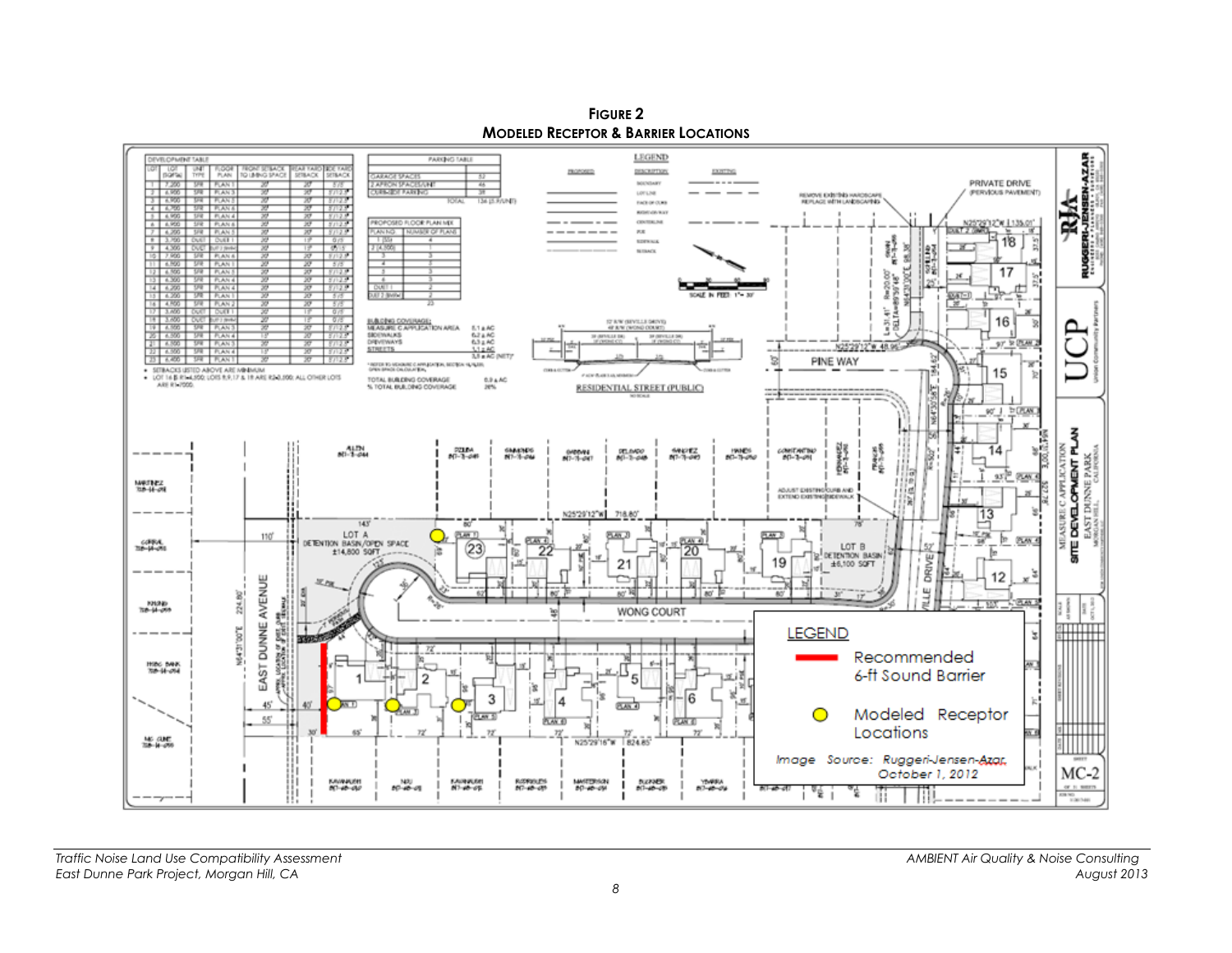**Figure 2**

**Modeled Receptor & Barrier Locations**

LEGEND

Recommended 6-ft Sound Barrier

Modeled Receptor Locations

Image Source: Ruggeri-Jensen-Azar, October 1, 2012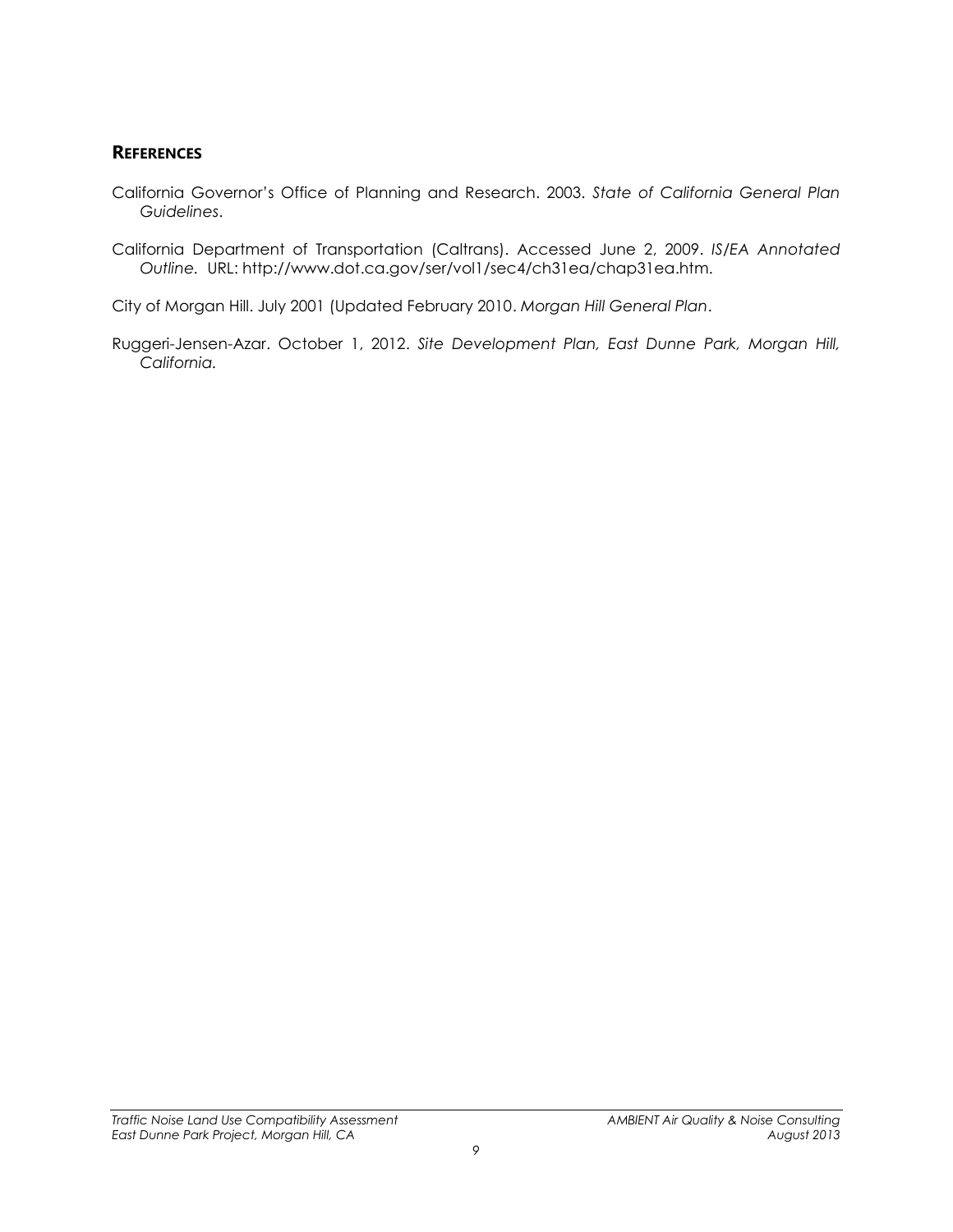## **References**

California Governor's Office of Planning and Research. 2003. *State of California General Plan Guidelines*.

California Department of Transportation (Caltrans). Accessed June 2, 2009. *IS/EA Annotated Outline.* URL: http://www.dot.ca.gov/ser/vol1/sec4/ch31ea/chap31ea.htm.

City of Morgan Hill. July 2001 (Updated February 2010. *Morgan Hill General Plan*.

Ruggeri-Jensen-Azar. October 1, 2012. *Site Development Plan, East Dunne Park, Morgan Hill, California.*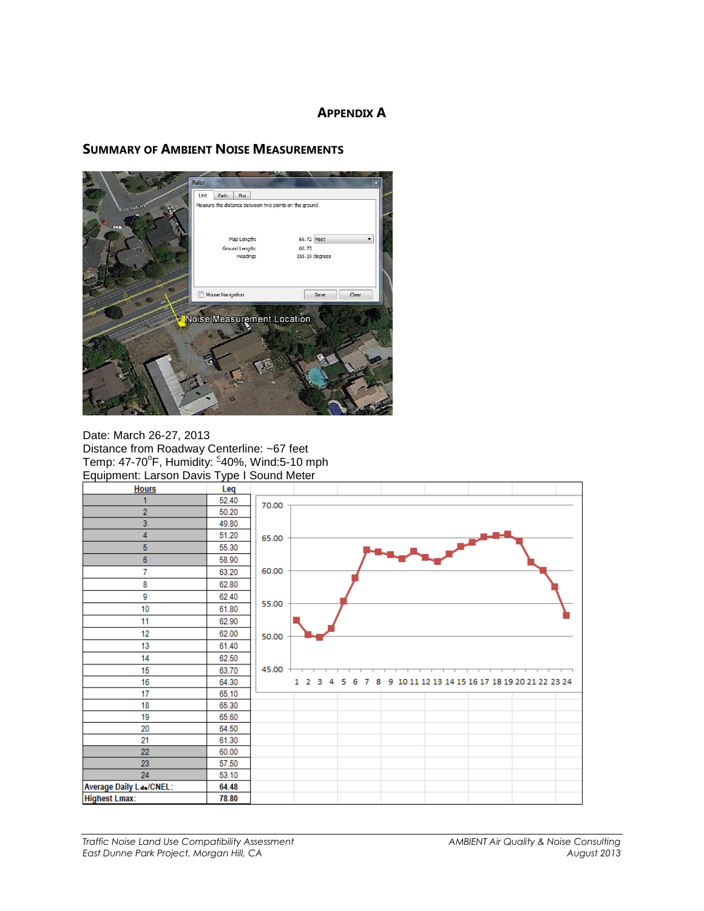# APPENDIX A

## SUMMARY OF AMBIENT NOISE MEASUREMENTS

Date: March 26-27, 2013
Distance from Roadway Centerline: ~67 feet
Temp: 47-70°F, Humidity: ≤40%, Wind:5-10 mph
Equipment: Larson Davis Type I Sound Meter

| Hours | Leq |
|---|---|
| 1 | 52.40 |
| 2 | 50.20 |
| 3 | 49.80 |
| 4 | 51.20 |
| 5 | 55.30 |
| 6 | 58.90 |
| 7 | 63.20 |
| 8 | 62.80 |
| 9 | 62.40 |
| 10 | 61.80 |
| 11 | 62.90 |
| 12 | 62.00 |
| 13 | 61.40 |
| 14 | 62.50 |
| 15 | 63.70 |
| 16 | 64.30 |
| 17 | 65.10 |
| 18 | 65.30 |
| 19 | 65.60 |
| 20 | 64.50 |
| 21 | 61.30 |
| 22 | 60.00 |
| 23 | 57.50 |
| 24 | 53.10 |
| **Average Daily $L_{dn}$/CNEL:** | **64.48** |
| **Highest Lmax:** | **78.80** |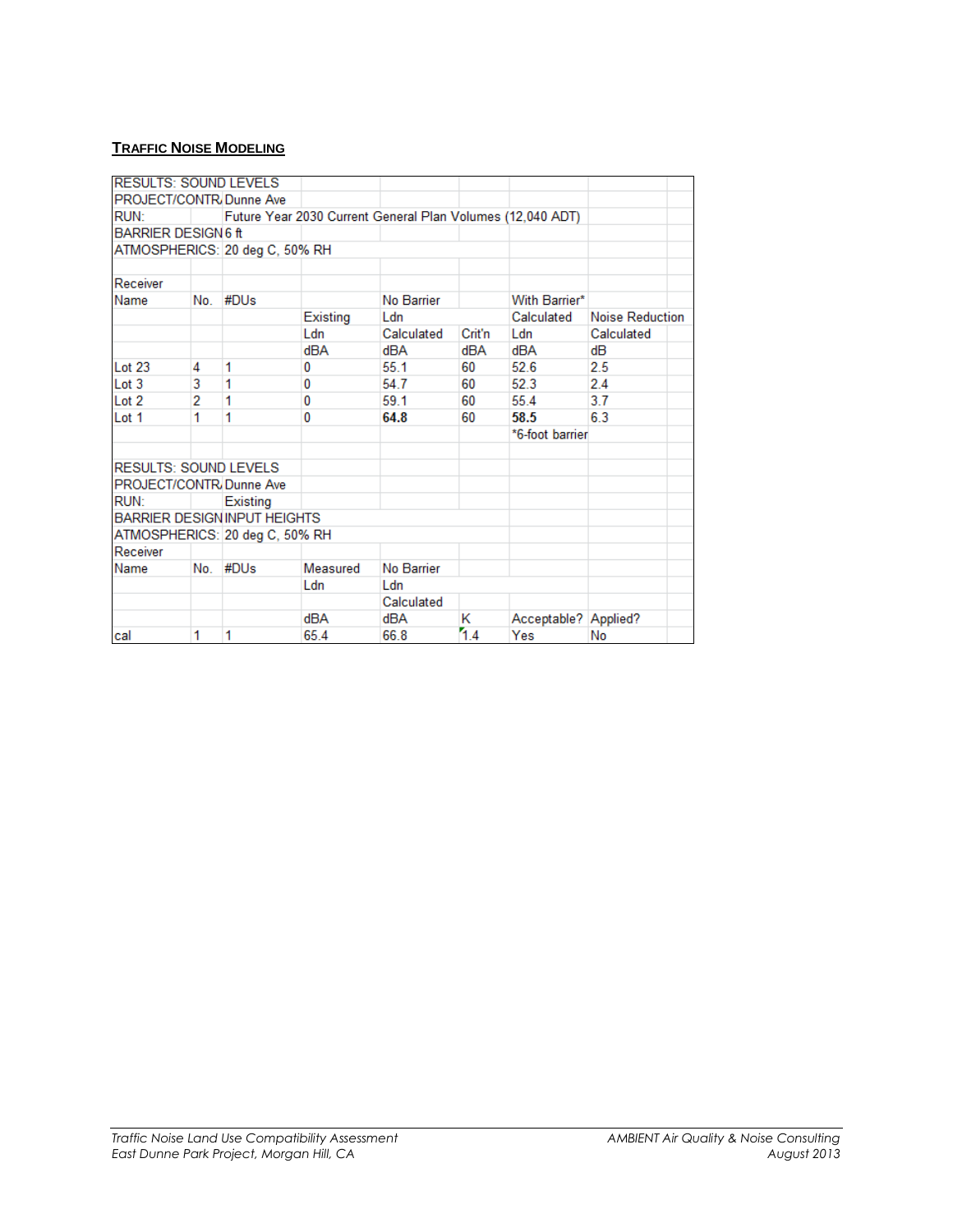## TRAFFIC NOISE MODELING

| | | | | | | | |
|---|---|---|---|---|---|---|---|
| RESULTS: SOUND LEVELS | | | | | | | |
| PROJECT/CONTR/ | Dunne Ave | | | | | | |
| RUN: | | Future Year 2030 Current General Plan Volumes (12,040 ADT) | | | | | |
| BARRIER DESIGN | 6 ft | | | | | | |
| ATMOSPHERICS: | 20 deg C, 50% RH | | | | | | |
| | | | | | | | |
| Receiver | | | | | | | |
| Name | No. | #DUs | | No Barrier | | With Barrier* | |
| | | | Existing | Ldn | | Calculated | Noise Reduction |
| | | | Ldn | Calculated | Crit'n | Ldn | Calculated |
| | | | dBA | dBA | dBA | dBA | dB |
| Lot 23 | 4 | 1 | 0 | 55.1 | 60 | 52.6 | 2.5 |
| Lot 3 | 3 | 1 | 0 | 54.7 | 60 | 52.3 | 2.4 |
| Lot 2 | 2 | 1 | 0 | 59.1 | 60 | 55.4 | 3.7 |
| Lot 1 | 1 | 1 | 0 | **64.8** | 60 | **58.5** | 6.3 |
| | | | | | | *6-foot barrier | |

| | | | | | | | |
|---|---|---|---|---|---|---|---|
| RESULTS: SOUND LEVELS | | | | | | | |
| PROJECT/CONTR/ | Dunne Ave | | | | | | |
| RUN: | | Existing | | | | | |
| BARRIER DESIGN | INPUT HEIGHTS | | | | | | |
| ATMOSPHERICS: | 20 deg C, 50% RH | | | | | | |
| Receiver | | | | | | | |
| Name | No. | #DUs | Measured | No Barrier | | | |
| | | | Ldn | Ldn | | | |
| | | | | Calculated | | | |
| | | | dBA | dBA | K | Acceptable? | Applied? |
| cal | 1 | 1 | 65.4 | 66.8 | 1.4 | Yes | No |